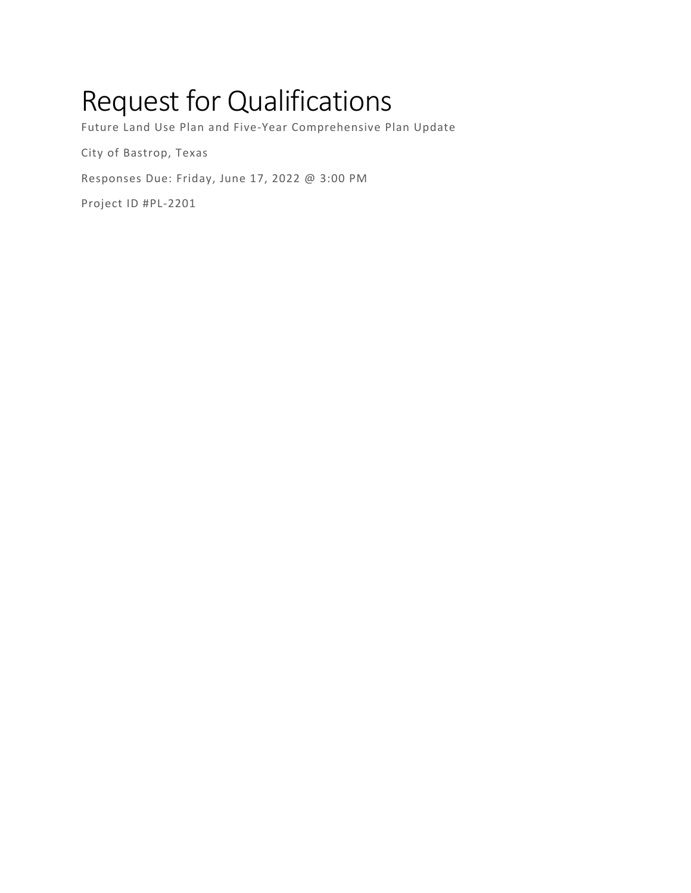# Request for Qualifications

Future Land Use Plan and Five-Year Comprehensive Plan Update

City of Bastrop, Texas

Responses Due: Friday, June 17, 2022 @ 3:00 PM

Project ID #PL-2201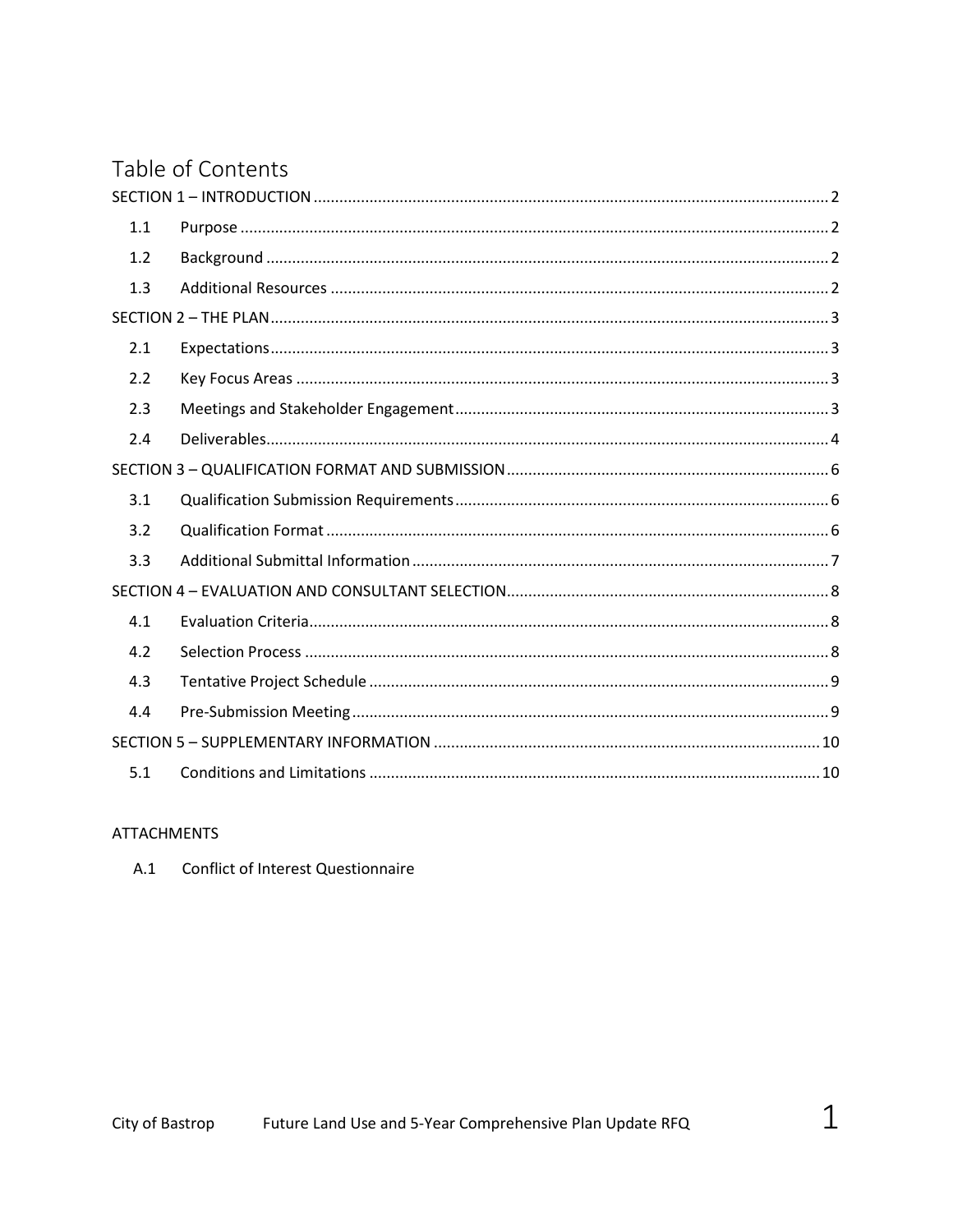# Table of Contents

SECTION 1 – INTRODUCTION ........ 2

- 1.1 Purpose ........ 2
- 1.2 Background ........ 2
- 1.3 Additional Resources ........ 2

SECTION 2 – THE PLAN ........ 3

- 2.1 Expectations ........ 3
- 2.2 Key Focus Areas ........ 3
- 2.3 Meetings and Stakeholder Engagement ........ 3
- 2.4 Deliverables ........ 4

SECTION 3 – QUALIFICATION FORMAT AND SUBMISSION ........ 6

- 3.1 Qualification Submission Requirements ........ 6
- 3.2 Qualification Format ........ 6
- 3.3 Additional Submittal Information ........ 7

SECTION 4 – EVALUATION AND CONSULTANT SELECTION ........ 8

- 4.1 Evaluation Criteria ........ 8
- 4.2 Selection Process ........ 8
- 4.3 Tentative Project Schedule ........ 9
- 4.4 Pre-Submission Meeting ........ 9

SECTION 5 – SUPPLEMENTARY INFORMATION ........ 10

- 5.1 Conditions and Limitations ........ 10

ATTACHMENTS

- A.1 Conflict of Interest Questionnaire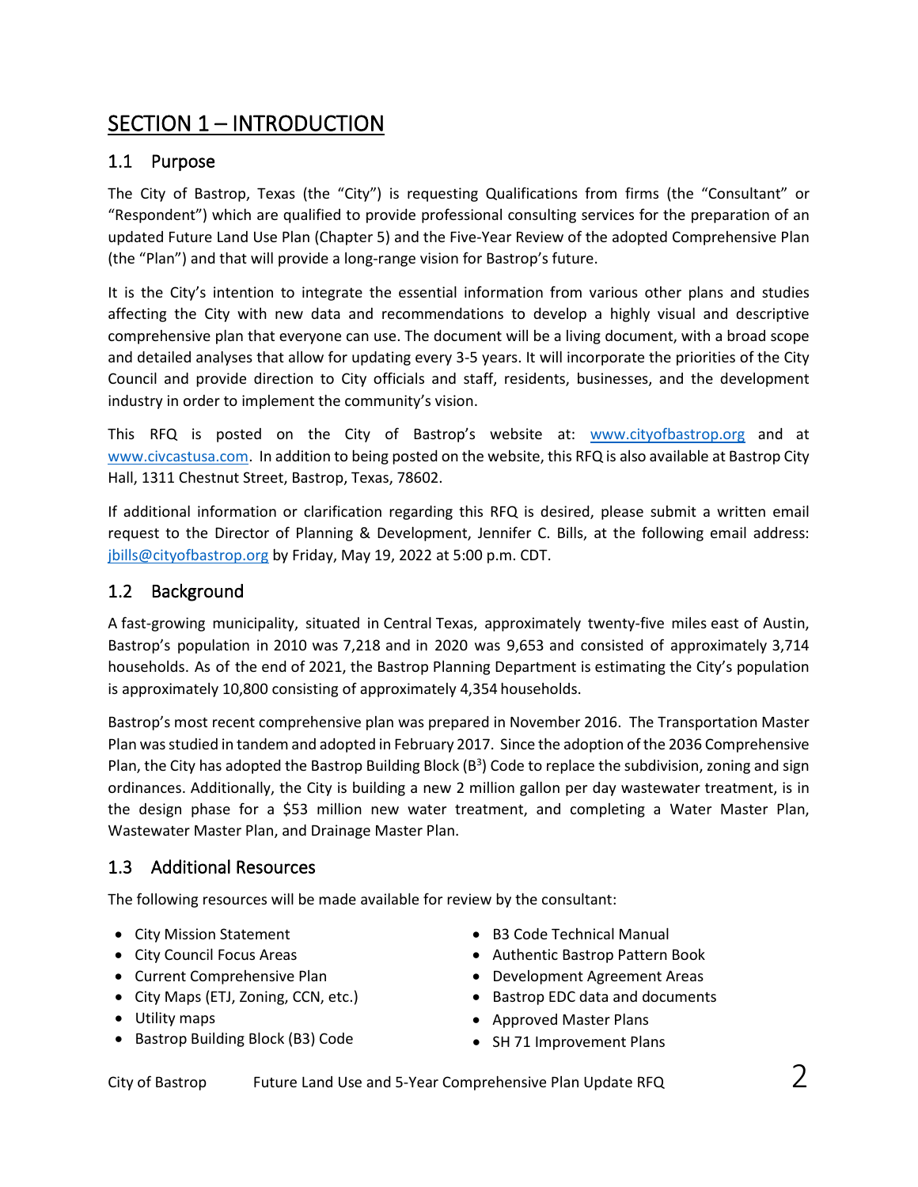# SECTION 1 – INTRODUCTION

## 1.1 Purpose

The City of Bastrop, Texas (the "City") is requesting Qualifications from firms (the "Consultant" or "Respondent") which are qualified to provide professional consulting services for the preparation of an updated Future Land Use Plan (Chapter 5) and the Five-Year Review of the adopted Comprehensive Plan (the "Plan") and that will provide a long-range vision for Bastrop's future.

It is the City's intention to integrate the essential information from various other plans and studies affecting the City with new data and recommendations to develop a highly visual and descriptive comprehensive plan that everyone can use. The document will be a living document, with a broad scope and detailed analyses that allow for updating every 3-5 years. It will incorporate the priorities of the City Council and provide direction to City officials and staff, residents, businesses, and the development industry in order to implement the community's vision.

This RFQ is posted on the City of Bastrop's website at: www.cityofbastrop.org and at www.civcastusa.com. In addition to being posted on the website, this RFQ is also available at Bastrop City Hall, 1311 Chestnut Street, Bastrop, Texas, 78602.

If additional information or clarification regarding this RFQ is desired, please submit a written email request to the Director of Planning & Development, Jennifer C. Bills, at the following email address: jbills@cityofbastrop.org by Friday, May 19, 2022 at 5:00 p.m. CDT.

## 1.2 Background

A fast-growing municipality, situated in Central Texas, approximately twenty-five miles east of Austin, Bastrop's population in 2010 was 7,218 and in 2020 was 9,653 and consisted of approximately 3,714 households. As of the end of 2021, the Bastrop Planning Department is estimating the City's population is approximately 10,800 consisting of approximately 4,354 households.

Bastrop's most recent comprehensive plan was prepared in November 2016. The Transportation Master Plan was studied in tandem and adopted in February 2017. Since the adoption of the 2036 Comprehensive Plan, the City has adopted the Bastrop Building Block ($B^3$) Code to replace the subdivision, zoning and sign ordinances. Additionally, the City is building a new 2 million gallon per day wastewater treatment, is in the design phase for a $53 million new water treatment, and completing a Water Master Plan, Wastewater Master Plan, and Drainage Master Plan.

## 1.3 Additional Resources

The following resources will be made available for review by the consultant:

- City Mission Statement
- City Council Focus Areas
- Current Comprehensive Plan
- City Maps (ETJ, Zoning, CCN, etc.)
- Utility maps
- Bastrop Building Block (B3) Code
- B3 Code Technical Manual
- Authentic Bastrop Pattern Book
- Development Agreement Areas
- Bastrop EDC data and documents
- Approved Master Plans
- SH 71 Improvement Plans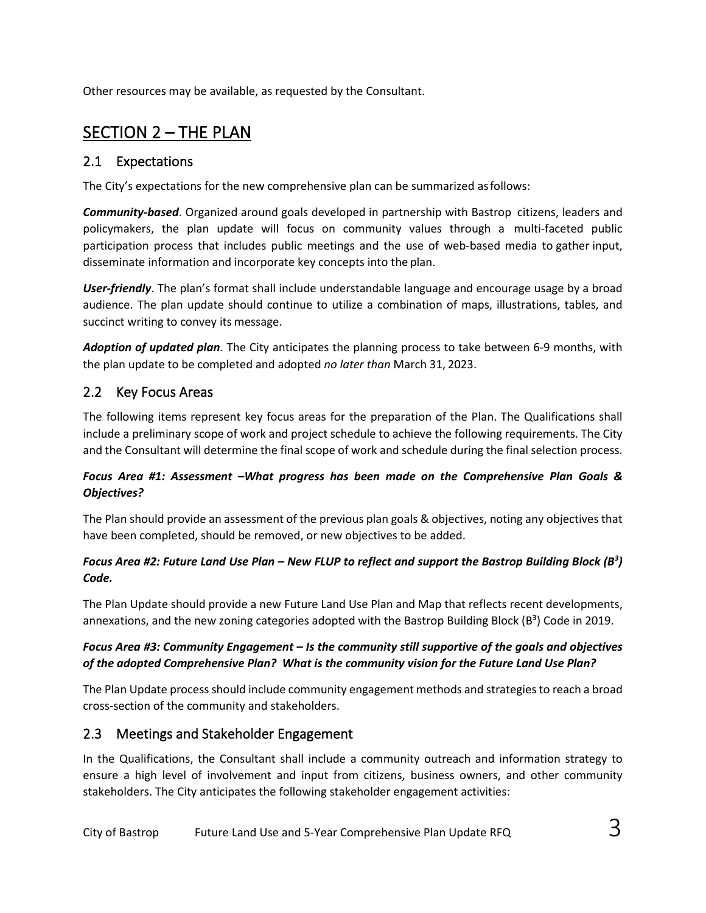Other resources may be available, as requested by the Consultant.

# SECTION 2 – THE PLAN

## 2.1 Expectations

The City's expectations for the new comprehensive plan can be summarized as follows:

***Community-based***. Organized around goals developed in partnership with Bastrop citizens, leaders and policymakers, the plan update will focus on community values through a multi-faceted public participation process that includes public meetings and the use of web-based media to gather input, disseminate information and incorporate key concepts into the plan.

***User-friendly***. The plan's format shall include understandable language and encourage usage by a broad audience. The plan update should continue to utilize a combination of maps, illustrations, tables, and succinct writing to convey its message.

***Adoption of updated plan***. The City anticipates the planning process to take between 6-9 months, with the plan update to be completed and adopted *no later than* March 31, 2023.

## 2.2 Key Focus Areas

The following items represent key focus areas for the preparation of the Plan. The Qualifications shall include a preliminary scope of work and project schedule to achieve the following requirements. The City and the Consultant will determine the final scope of work and schedule during the final selection process.

***Focus Area #1: Assessment –What progress has been made on the Comprehensive Plan Goals & Objectives?***

The Plan should provide an assessment of the previous plan goals & objectives, noting any objectives that have been completed, should be removed, or new objectives to be added.

***Focus Area #2: Future Land Use Plan – New FLUP to reflect and support the Bastrop Building Block ($B^3$) Code.***

The Plan Update should provide a new Future Land Use Plan and Map that reflects recent developments, annexations, and the new zoning categories adopted with the Bastrop Building Block ($B^3$) Code in 2019.

***Focus Area #3: Community Engagement – Is the community still supportive of the goals and objectives of the adopted Comprehensive Plan? What is the community vision for the Future Land Use Plan?***

The Plan Update process should include community engagement methods and strategies to reach a broad cross-section of the community and stakeholders.

## 2.3 Meetings and Stakeholder Engagement

In the Qualifications, the Consultant shall include a community outreach and information strategy to ensure a high level of involvement and input from citizens, business owners, and other community stakeholders. The City anticipates the following stakeholder engagement activities: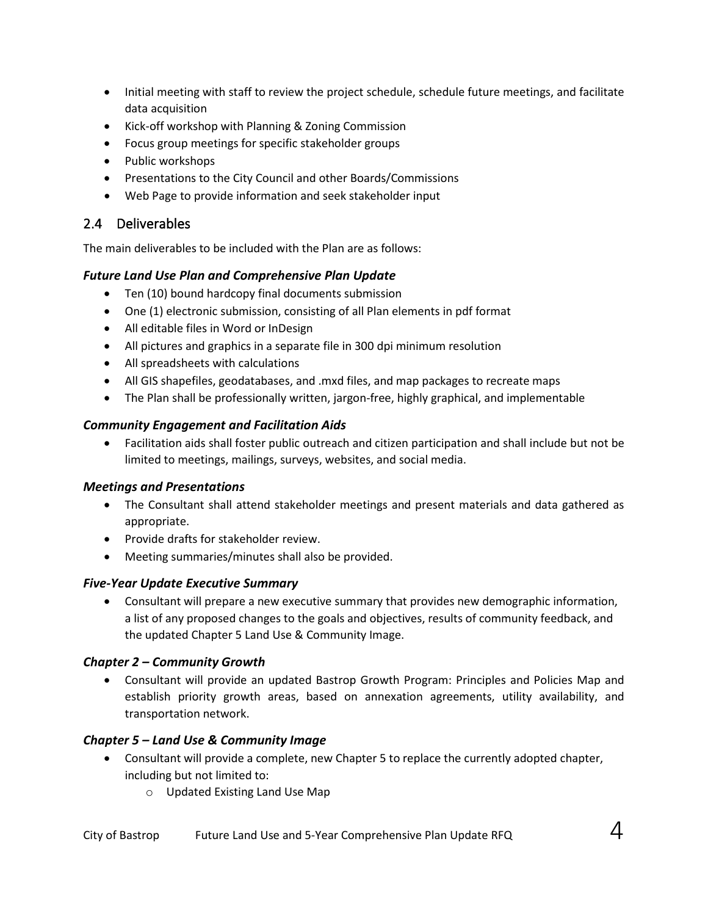- Initial meeting with staff to review the project schedule, schedule future meetings, and facilitate data acquisition
- Kick-off workshop with Planning & Zoning Commission
- Focus group meetings for specific stakeholder groups
- Public workshops
- Presentations to the City Council and other Boards/Commissions
- Web Page to provide information and seek stakeholder input

## 2.4 Deliverables

The main deliverables to be included with the Plan are as follows:

### *Future Land Use Plan and Comprehensive Plan Update*

- Ten (10) bound hardcopy final documents submission
- One (1) electronic submission, consisting of all Plan elements in pdf format
- All editable files in Word or InDesign
- All pictures and graphics in a separate file in 300 dpi minimum resolution
- All spreadsheets with calculations
- All GIS shapefiles, geodatabases, and .mxd files, and map packages to recreate maps
- The Plan shall be professionally written, jargon-free, highly graphical, and implementable

### *Community Engagement and Facilitation Aids*

- Facilitation aids shall foster public outreach and citizen participation and shall include but not be limited to meetings, mailings, surveys, websites, and social media.

### *Meetings and Presentations*

- The Consultant shall attend stakeholder meetings and present materials and data gathered as appropriate.
- Provide drafts for stakeholder review.
- Meeting summaries/minutes shall also be provided.

### *Five-Year Update Executive Summary*

- Consultant will prepare a new executive summary that provides new demographic information, a list of any proposed changes to the goals and objectives, results of community feedback, and the updated Chapter 5 Land Use & Community Image.

### *Chapter 2 – Community Growth*

- Consultant will provide an updated Bastrop Growth Program: Principles and Policies Map and establish priority growth areas, based on annexation agreements, utility availability, and transportation network.

### *Chapter 5 – Land Use & Community Image*

- Consultant will provide a complete, new Chapter 5 to replace the currently adopted chapter, including but not limited to:
  - Updated Existing Land Use Map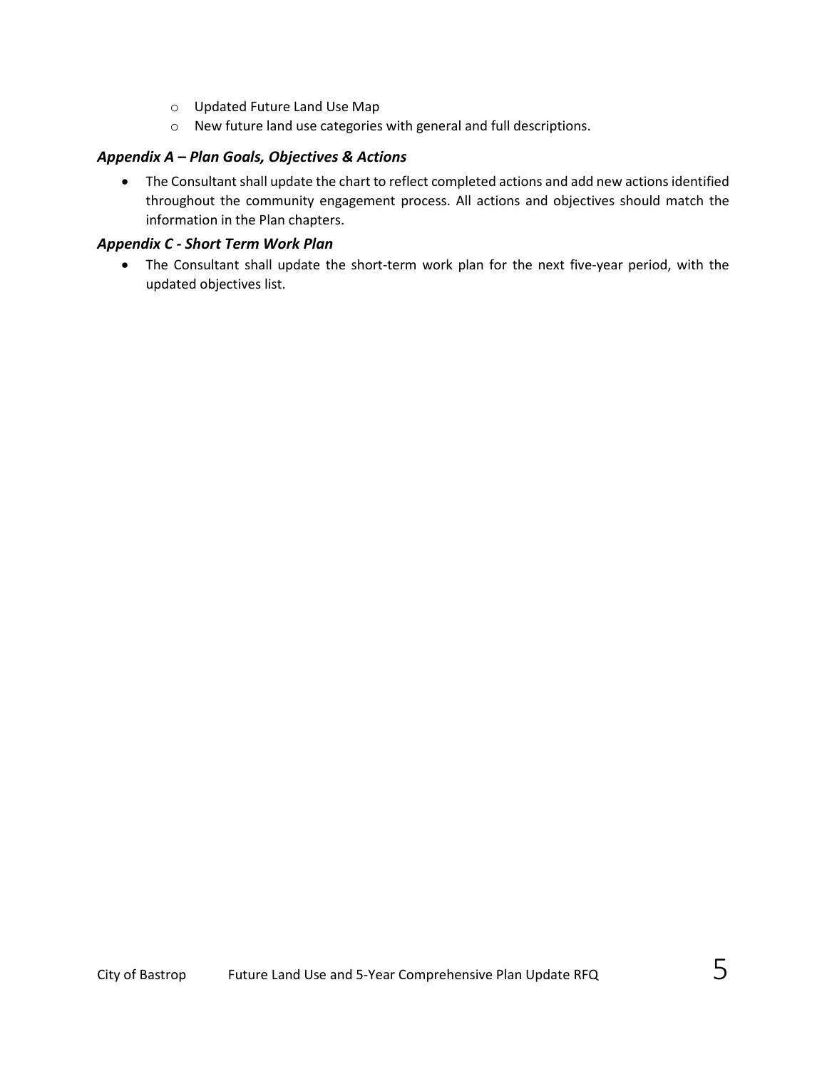- Updated Future Land Use Map
    - New future land use categories with general and full descriptions.

### *Appendix A – Plan Goals, Objectives & Actions*

- The Consultant shall update the chart to reflect completed actions and add new actions identified throughout the community engagement process. All actions and objectives should match the information in the Plan chapters.

### *Appendix C - Short Term Work Plan*

- The Consultant shall update the short-term work plan for the next five-year period, with the updated objectives list.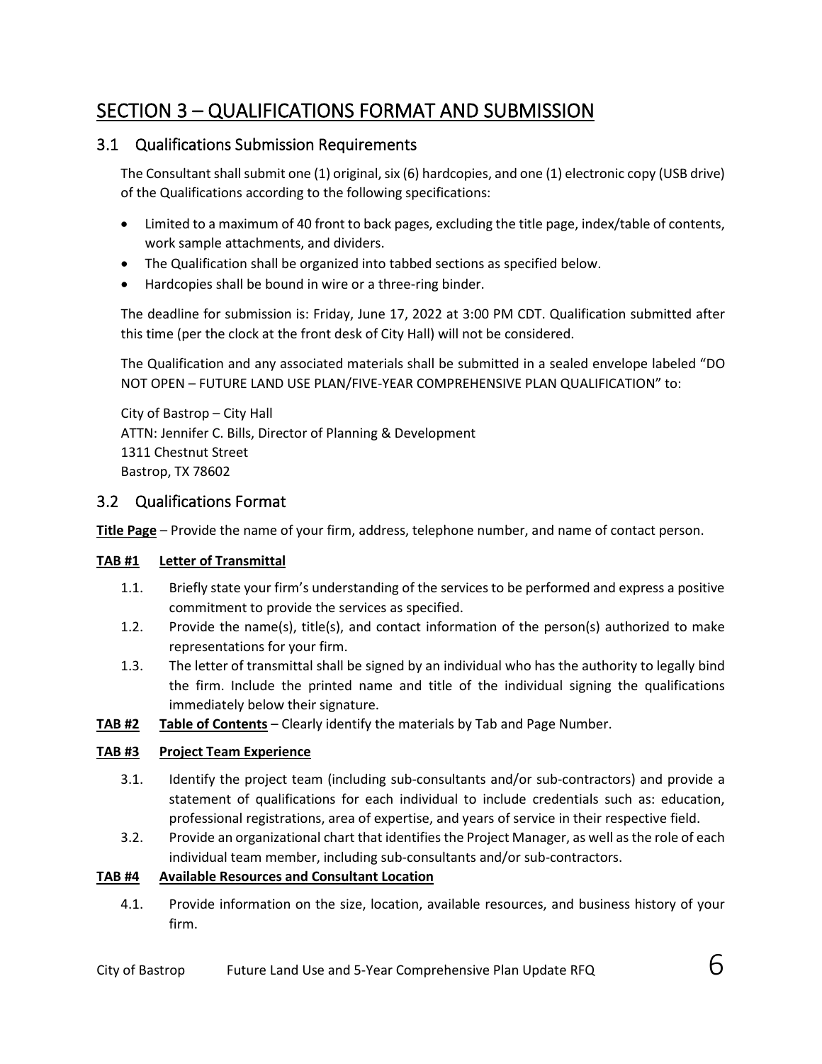# SECTION 3 – QUALIFICATIONS FORMAT AND SUBMISSION

## 3.1 Qualifications Submission Requirements

The Consultant shall submit one (1) original, six (6) hardcopies, and one (1) electronic copy (USB drive) of the Qualifications according to the following specifications:

- Limited to a maximum of 40 front to back pages, excluding the title page, index/table of contents, work sample attachments, and dividers.
- The Qualification shall be organized into tabbed sections as specified below.
- Hardcopies shall be bound in wire or a three-ring binder.

The deadline for submission is: Friday, June 17, 2022 at 3:00 PM CDT. Qualification submitted after this time (per the clock at the front desk of City Hall) will not be considered.

The Qualification and any associated materials shall be submitted in a sealed envelope labeled "DO NOT OPEN – FUTURE LAND USE PLAN/FIVE-YEAR COMPREHENSIVE PLAN QUALIFICATION" to:

City of Bastrop – City Hall
ATTN: Jennifer C. Bills, Director of Planning & Development
1311 Chestnut Street
Bastrop, TX 78602

## 3.2 Qualifications Format

**Title Page** – Provide the name of your firm, address, telephone number, and name of contact person.

**TAB #1 Letter of Transmittal**

1.1. Briefly state your firm's understanding of the services to be performed and express a positive commitment to provide the services as specified.

1.2. Provide the name(s), title(s), and contact information of the person(s) authorized to make representations for your firm.

1.3. The letter of transmittal shall be signed by an individual who has the authority to legally bind the firm. Include the printed name and title of the individual signing the qualifications immediately below their signature.

**TAB #2 Table of Contents** – Clearly identify the materials by Tab and Page Number.

**TAB #3 Project Team Experience**

3.1. Identify the project team (including sub-consultants and/or sub-contractors) and provide a statement of qualifications for each individual to include credentials such as: education, professional registrations, area of expertise, and years of service in their respective field.

3.2. Provide an organizational chart that identifies the Project Manager, as well as the role of each individual team member, including sub-consultants and/or sub-contractors.

**TAB #4 Available Resources and Consultant Location**

4.1. Provide information on the size, location, available resources, and business history of your firm.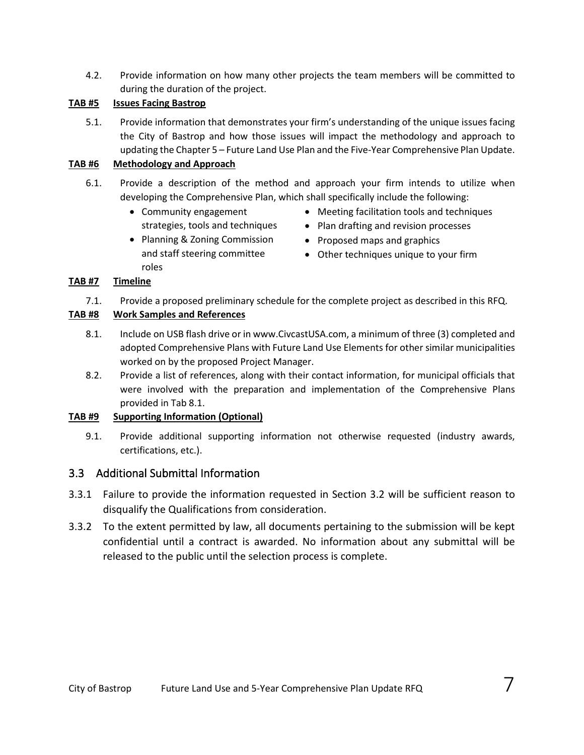4.2. Provide information on how many other projects the team members will be committed to during the duration of the project.

**TAB #5 Issues Facing Bastrop**

5.1. Provide information that demonstrates your firm's understanding of the unique issues facing the City of Bastrop and how those issues will impact the methodology and approach to updating the Chapter 5 – Future Land Use Plan and the Five-Year Comprehensive Plan Update.

**TAB #6 Methodology and Approach**

6.1. Provide a description of the method and approach your firm intends to utilize when developing the Comprehensive Plan, which shall specifically include the following:

- Community engagement strategies, tools and techniques
- Planning & Zoning Commission and staff steering committee roles
- Meeting facilitation tools and techniques
- Plan drafting and revision processes
- Proposed maps and graphics
- Other techniques unique to your firm

**TAB #7 Timeline**

7.1. Provide a proposed preliminary schedule for the complete project as described in this RFQ.

**TAB #8 Work Samples and References**

8.1. Include on USB flash drive or in www.CivcastUSA.com, a minimum of three (3) completed and adopted Comprehensive Plans with Future Land Use Elements for other similar municipalities worked on by the proposed Project Manager.

8.2. Provide a list of references, along with their contact information, for municipal officials that were involved with the preparation and implementation of the Comprehensive Plans provided in Tab 8.1.

**TAB #9 Supporting Information (Optional)**

9.1. Provide additional supporting information not otherwise requested (industry awards, certifications, etc.).

## 3.3 Additional Submittal Information

3.3.1 Failure to provide the information requested in Section 3.2 will be sufficient reason to disqualify the Qualifications from consideration.

3.3.2 To the extent permitted by law, all documents pertaining to the submission will be kept confidential until a contract is awarded. No information about any submittal will be released to the public until the selection process is complete.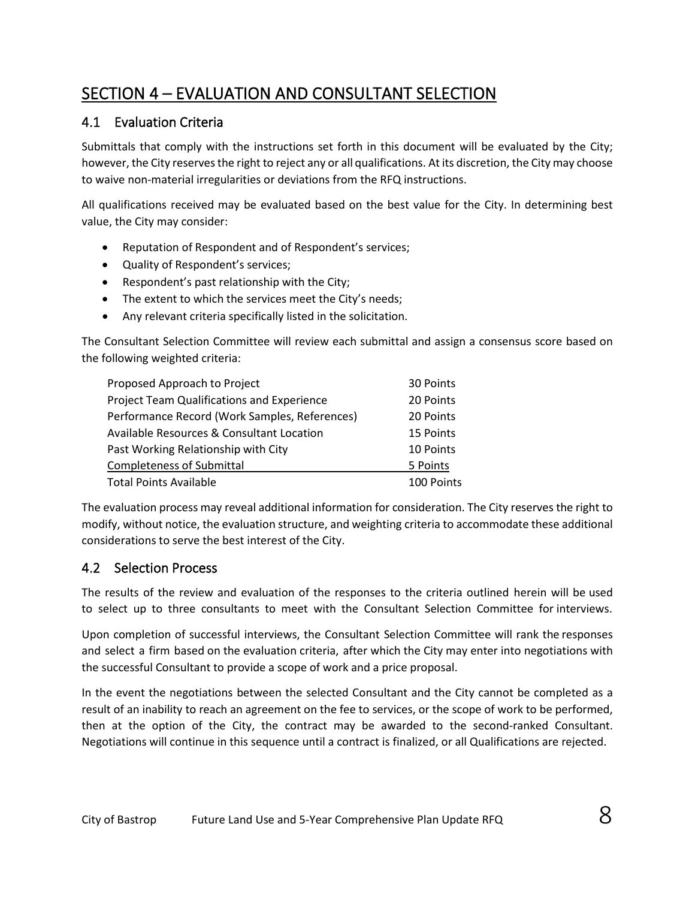# SECTION 4 – EVALUATION AND CONSULTANT SELECTION

## 4.1 Evaluation Criteria

Submittals that comply with the instructions set forth in this document will be evaluated by the City; however, the City reserves the right to reject any or all qualifications. At its discretion, the City may choose to waive non-material irregularities or deviations from the RFQ instructions.

All qualifications received may be evaluated based on the best value for the City. In determining best value, the City may consider:

- Reputation of Respondent and of Respondent's services;
- Quality of Respondent's services;
- Respondent's past relationship with the City;
- The extent to which the services meet the City's needs;
- Any relevant criteria specifically listed in the solicitation.

The Consultant Selection Committee will review each submittal and assign a consensus score based on the following weighted criteria:

| Criteria | Points |
|---|---|
| Proposed Approach to Project | 30 Points |
| Project Team Qualifications and Experience | 20 Points |
| Performance Record (Work Samples, References) | 20 Points |
| Available Resources & Consultant Location | 15 Points |
| Past Working Relationship with City | 10 Points |
| Completeness of Submittal | 5 Points |
| Total Points Available | 100 Points |

The evaluation process may reveal additional information for consideration. The City reserves the right to modify, without notice, the evaluation structure, and weighting criteria to accommodate these additional considerations to serve the best interest of the City.

## 4.2 Selection Process

The results of the review and evaluation of the responses to the criteria outlined herein will be used to select up to three consultants to meet with the Consultant Selection Committee for interviews.

Upon completion of successful interviews, the Consultant Selection Committee will rank the responses and select a firm based on the evaluation criteria, after which the City may enter into negotiations with the successful Consultant to provide a scope of work and a price proposal.

In the event the negotiations between the selected Consultant and the City cannot be completed as a result of an inability to reach an agreement on the fee to services, or the scope of work to be performed, then at the option of the City, the contract may be awarded to the second-ranked Consultant. Negotiations will continue in this sequence until a contract is finalized, or all Qualifications are rejected.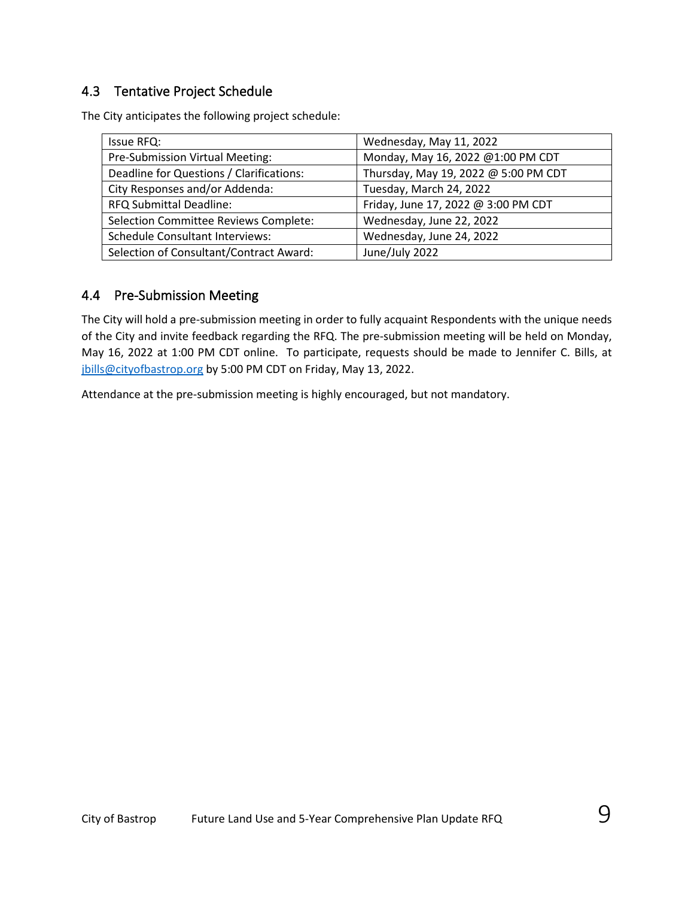## 4.3 Tentative Project Schedule

The City anticipates the following project schedule:

| Issue RFQ: | Wednesday, May 11, 2022 |
|---|---|
| Pre-Submission Virtual Meeting: | Monday, May 16, 2022 @1:00 PM CDT |
| Deadline for Questions / Clarifications: | Thursday, May 19, 2022 @ 5:00 PM CDT |
| City Responses and/or Addenda: | Tuesday, March 24, 2022 |
| RFQ Submittal Deadline: | Friday, June 17, 2022 @ 3:00 PM CDT |
| Selection Committee Reviews Complete: | Wednesday, June 22, 2022 |
| Schedule Consultant Interviews: | Wednesday, June 24, 2022 |
| Selection of Consultant/Contract Award: | June/July 2022 |

## 4.4 Pre-Submission Meeting

The City will hold a pre-submission meeting in order to fully acquaint Respondents with the unique needs of the City and invite feedback regarding the RFQ. The pre-submission meeting will be held on Monday, May 16, 2022 at 1:00 PM CDT online. To participate, requests should be made to Jennifer C. Bills, at jbills@cityofbastrop.org by 5:00 PM CDT on Friday, May 13, 2022.

Attendance at the pre-submission meeting is highly encouraged, but not mandatory.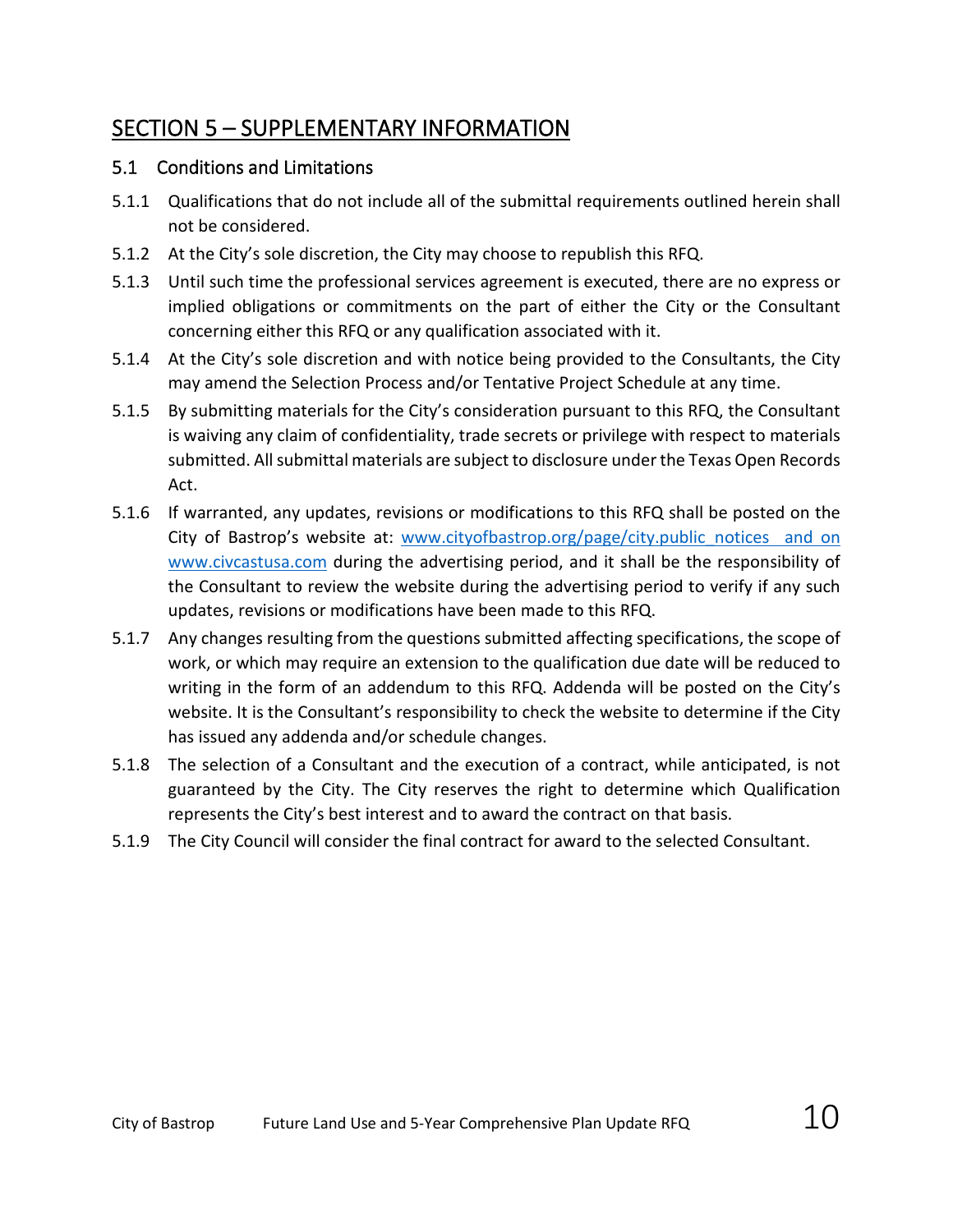# SECTION 5 – SUPPLEMENTARY INFORMATION

## 5.1 Conditions and Limitations

5.1.1 Qualifications that do not include all of the submittal requirements outlined herein shall not be considered.

5.1.2 At the City's sole discretion, the City may choose to republish this RFQ.

5.1.3 Until such time the professional services agreement is executed, there are no express or implied obligations or commitments on the part of either the City or the Consultant concerning either this RFQ or any qualification associated with it.

5.1.4 At the City's sole discretion and with notice being provided to the Consultants, the City may amend the Selection Process and/or Tentative Project Schedule at any time.

5.1.5 By submitting materials for the City's consideration pursuant to this RFQ, the Consultant is waiving any claim of confidentiality, trade secrets or privilege with respect to materials submitted. All submittal materials are subject to disclosure under the Texas Open Records Act.

5.1.6 If warranted, any updates, revisions or modifications to this RFQ shall be posted on the City of Bastrop's website at: www.cityofbastrop.org/page/city.public_notices and on www.civcastusa.com during the advertising period, and it shall be the responsibility of the Consultant to review the website during the advertising period to verify if any such updates, revisions or modifications have been made to this RFQ.

5.1.7 Any changes resulting from the questions submitted affecting specifications, the scope of work, or which may require an extension to the qualification due date will be reduced to writing in the form of an addendum to this RFQ. Addenda will be posted on the City's website. It is the Consultant's responsibility to check the website to determine if the City has issued any addenda and/or schedule changes.

5.1.8 The selection of a Consultant and the execution of a contract, while anticipated, is not guaranteed by the City. The City reserves the right to determine which Qualification represents the City's best interest and to award the contract on that basis.

5.1.9 The City Council will consider the final contract for award to the selected Consultant.